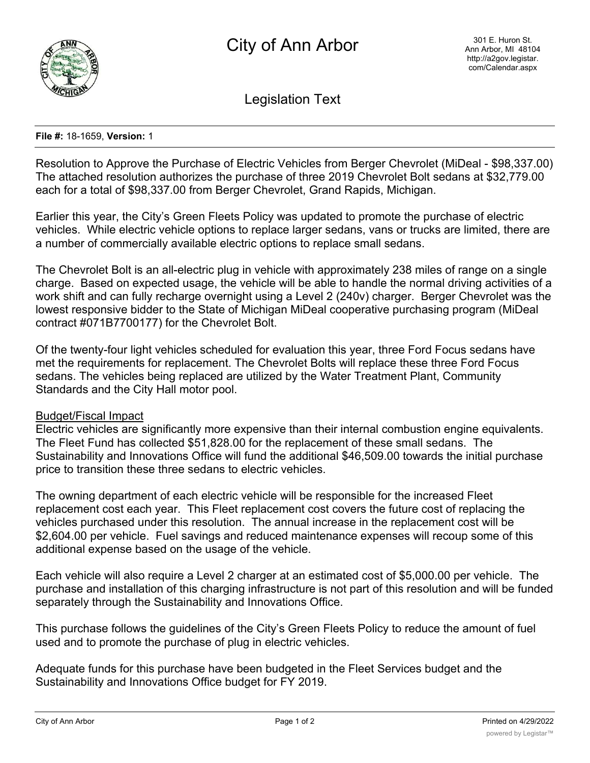# City of Ann Arbor

301 E. Huron St.
Ann Arbor, MI 48104
http://a2gov.legistar.com/Calendar.aspx

## Legislation Text

**File #:** 18-1659, **Version:** 1

Resolution to Approve the Purchase of Electric Vehicles from Berger Chevrolet (MiDeal - $98,337.00)
The attached resolution authorizes the purchase of three 2019 Chevrolet Bolt sedans at $32,779.00 each for a total of $98,337.00 from Berger Chevrolet, Grand Rapids, Michigan.

Earlier this year, the City's Green Fleets Policy was updated to promote the purchase of electric vehicles. While electric vehicle options to replace larger sedans, vans or trucks are limited, there are a number of commercially available electric options to replace small sedans.

The Chevrolet Bolt is an all-electric plug in vehicle with approximately 238 miles of range on a single charge. Based on expected usage, the vehicle will be able to handle the normal driving activities of a work shift and can fully recharge overnight using a Level 2 (240v) charger. Berger Chevrolet was the lowest responsive bidder to the State of Michigan MiDeal cooperative purchasing program (MiDeal contract #071B7700177) for the Chevrolet Bolt.

Of the twenty-four light vehicles scheduled for evaluation this year, three Ford Focus sedans have met the requirements for replacement. The Chevrolet Bolts will replace these three Ford Focus sedans. The vehicles being replaced are utilized by the Water Treatment Plant, Community Standards and the City Hall motor pool.

Budget/Fiscal Impact
Electric vehicles are significantly more expensive than their internal combustion engine equivalents. The Fleet Fund has collected $51,828.00 for the replacement of these small sedans. The Sustainability and Innovations Office will fund the additional $46,509.00 towards the initial purchase price to transition these three sedans to electric vehicles.

The owning department of each electric vehicle will be responsible for the increased Fleet replacement cost each year. This Fleet replacement cost covers the future cost of replacing the vehicles purchased under this resolution. The annual increase in the replacement cost will be $2,604.00 per vehicle. Fuel savings and reduced maintenance expenses will recoup some of this additional expense based on the usage of the vehicle.

Each vehicle will also require a Level 2 charger at an estimated cost of $5,000.00 per vehicle. The purchase and installation of this charging infrastructure is not part of this resolution and will be funded separately through the Sustainability and Innovations Office.

This purchase follows the guidelines of the City's Green Fleets Policy to reduce the amount of fuel used and to promote the purchase of plug in electric vehicles.

Adequate funds for this purchase have been budgeted in the Fleet Services budget and the Sustainability and Innovations Office budget for FY 2019.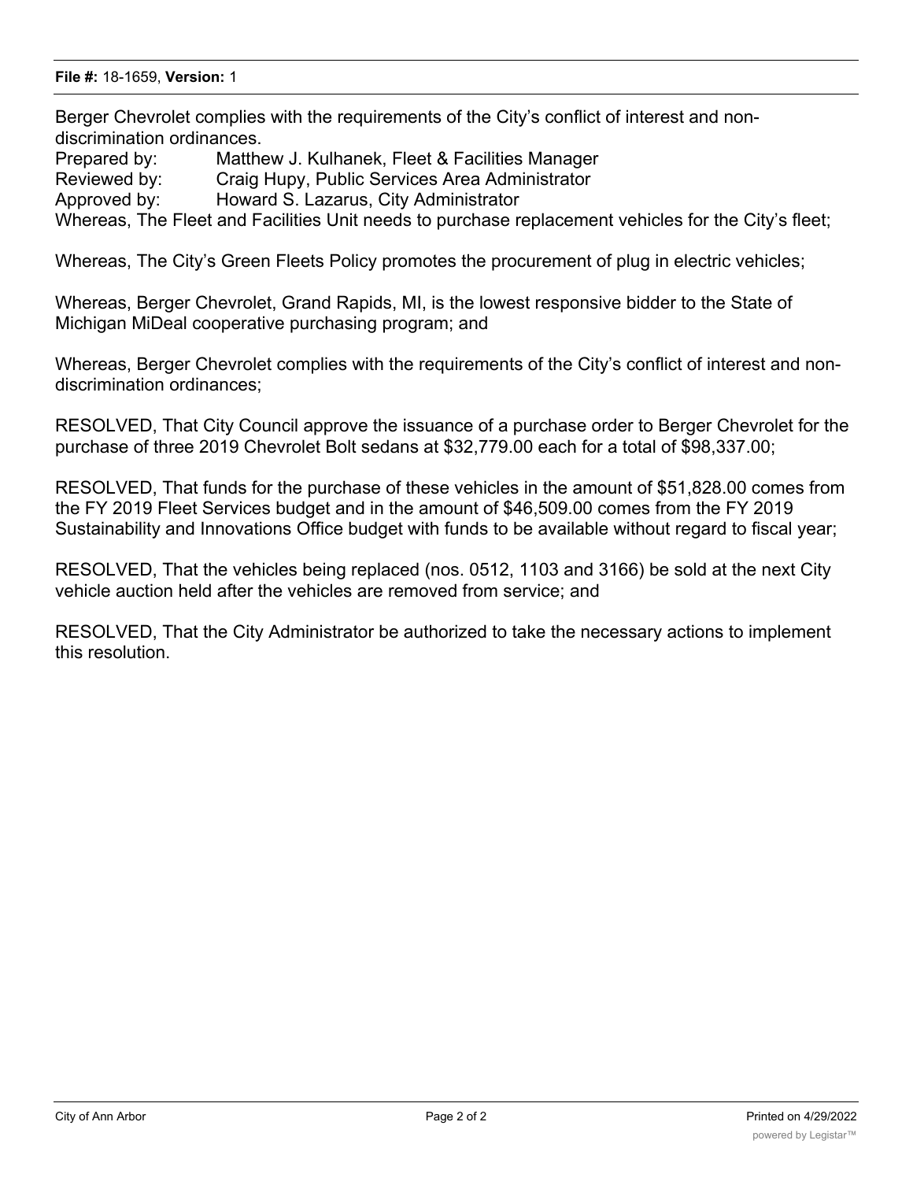Berger Chevrolet complies with the requirements of the City's conflict of interest and non-discrimination ordinances.

Prepared by: Matthew J. Kulhanek, Fleet & Facilities Manager
Reviewed by: Craig Hupy, Public Services Area Administrator
Approved by: Howard S. Lazarus, City Administrator

Whereas, The Fleet and Facilities Unit needs to purchase replacement vehicles for the City's fleet;

Whereas, The City's Green Fleets Policy promotes the procurement of plug in electric vehicles;

Whereas, Berger Chevrolet, Grand Rapids, MI, is the lowest responsive bidder to the State of Michigan MiDeal cooperative purchasing program; and

Whereas, Berger Chevrolet complies with the requirements of the City's conflict of interest and non-discrimination ordinances;

RESOLVED, That City Council approve the issuance of a purchase order to Berger Chevrolet for the purchase of three 2019 Chevrolet Bolt sedans at $32,779.00 each for a total of $98,337.00;

RESOLVED, That funds for the purchase of these vehicles in the amount of $51,828.00 comes from the FY 2019 Fleet Services budget and in the amount of $46,509.00 comes from the FY 2019 Sustainability and Innovations Office budget with funds to be available without regard to fiscal year;

RESOLVED, That the vehicles being replaced (nos. 0512, 1103 and 3166) be sold at the next City vehicle auction held after the vehicles are removed from service; and

RESOLVED, That the City Administrator be authorized to take the necessary actions to implement this resolution.